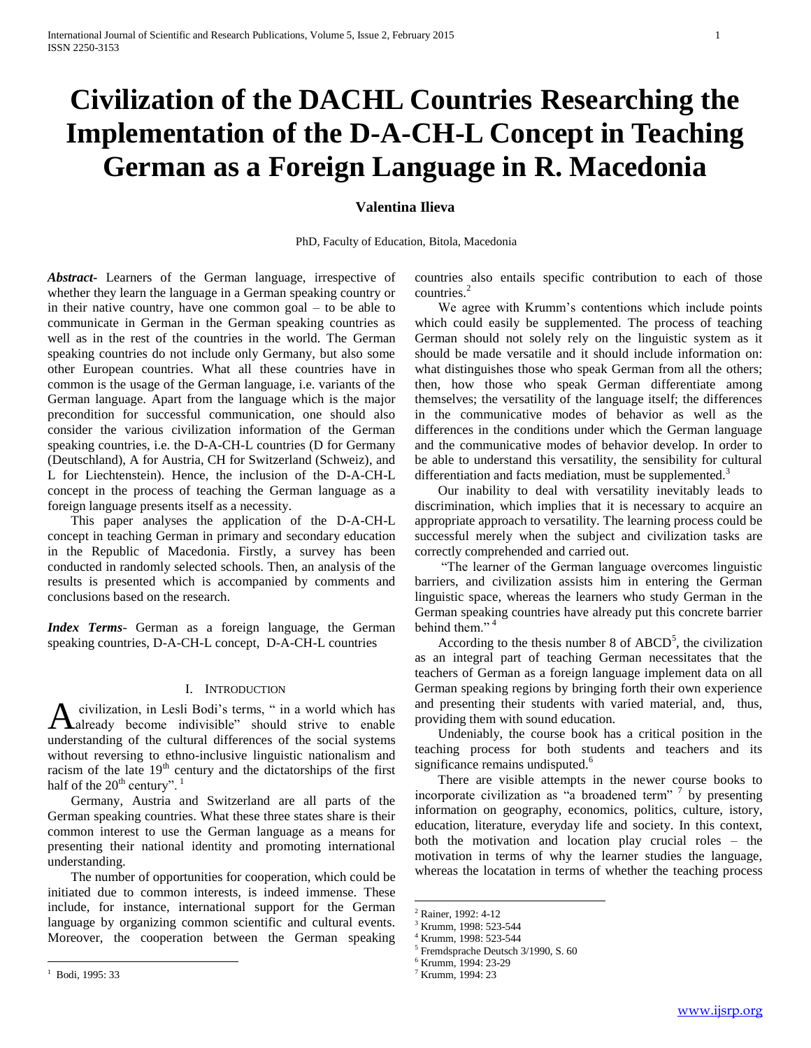# Civilization of the DACHL Countries Researching the Implementation of the D-A-CH-L Concept in Teaching German as a Foreign Language in R. Macedonia

**Valentina Ilieva**

PhD, Faculty of Education, Bitola, Macedonia

***Abstract***- Learners of the German language, irrespective of whether they learn the language in a German speaking country or in their native country, have one common goal – to be able to communicate in German in the German speaking countries as well as in the rest of the countries in the world. The German speaking countries do not include only Germany, but also some other European countries. What all these countries have in common is the usage of the German language, i.e. variants of the German language. Apart from the language which is the major precondition for successful communication, one should also consider the various civilization information of the German speaking countries, i.e. the D-A-CH-L countries (D for Germany (Deutschland), A for Austria, CH for Switzerland (Schweiz), and L for Liechtenstein). Hence, the inclusion of the D-A-CH-L concept in the process of teaching the German language as a foreign language presents itself as a necessity.

This paper analyses the application of the D-A-CH-L concept in teaching German in primary and secondary education in the Republic of Macedonia. Firstly, a survey has been conducted in randomly selected schools. Then, an analysis of the results is presented which is accompanied by comments and conclusions based on the research.

***Index Terms***- German as a foreign language, the German speaking countries, D-A-CH-L concept, D-A-CH-L countries

## I. Introduction

A civilization, in Lesli Bodi's terms, " in a world which has already become indivisible" should strive to enable understanding of the cultural differences of the social systems without reversing to ethno-inclusive linguistic nationalism and racism of the late 19th century and the dictatorships of the first half of the 20th century".[1]

Germany, Austria and Switzerland are all parts of the German speaking countries. What these three states share is their common interest to use the German language as a means for presenting their national identity and promoting international understanding.

The number of opportunities for cooperation, which could be initiated due to common interests, is indeed immense. These include, for instance, international support for the German language by organizing common scientific and cultural events. Moreover, the cooperation between the German speaking countries also entails specific contribution to each of those countries.[2]

We agree with Krumm's contentions which include points which could easily be supplemented. The process of teaching German should not solely rely on the linguistic system as it should be made versatile and it should include information on: what distinguishes those who speak German from all the others; then, how those who speak German differentiate among themselves; the versatility of the language itself; the differences in the communicative modes of behavior as well as the differences in the conditions under which the German language and the communicative modes of behavior develop. In order to be able to understand this versatility, the sensibility for cultural differentiation and facts mediation, must be supplemented.[3]

Our inability to deal with versatility inevitably leads to discrimination, which implies that it is necessary to acquire an appropriate approach to versatility. The learning process could be successful merely when the subject and civilization tasks are correctly comprehended and carried out.

"The learner of the German language overcomes linguistic barriers, and civilization assists him in entering the German linguistic space, whereas the learners who study German in the German speaking countries have already put this concrete barrier behind them."[4]

According to the thesis number 8 of ABCD[5], the civilization as an integral part of teaching German necessitates that the teachers of German as a foreign language implement data on all German speaking regions by bringing forth their own experience and presenting their students with varied material, and, thus, providing them with sound education.

Undeniably, the course book has a critical position in the teaching process for both students and teachers and its significance remains undisputed.[6]

There are visible attempts in the newer course books to incorporate civilization as "a broadened term"[7] by presenting information on geography, economics, politics, culture, istory, education, literature, everyday life and society. In this context, both the motivation and location play crucial roles – the motivation in terms of why the learner studies the language, whereas the locatation in terms of whether the teaching process

---

[1] Bodi, 1995: 33

[2] Rainer, 1992: 4-12

[3] Krumm, 1998: 523-544

[4] Krumm, 1998: 523-544

[5] Fremdsprache Deutsch 3/1990, S. 60

[6] Krumm, 1994: 23-29

[7] Krumm, 1994: 23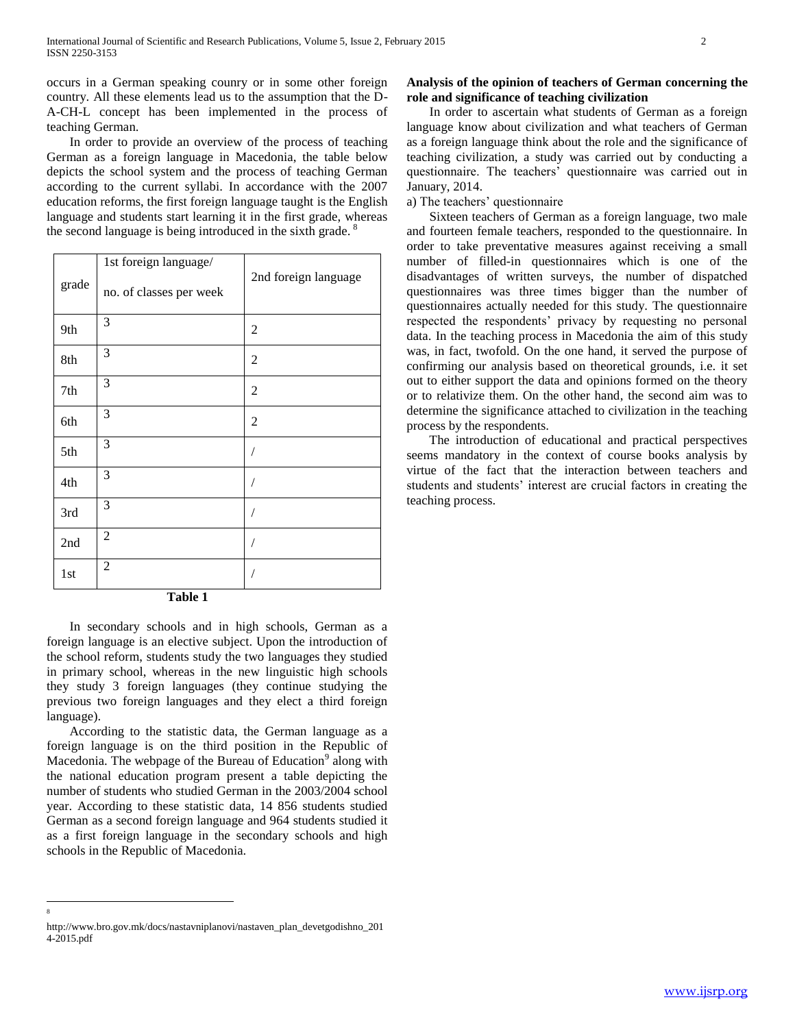occurs in a German speaking counry or in some other foreign country. All these elements lead us to the assumption that the D-A-CH-L concept has been implemented in the process of teaching German.

In order to provide an overview of the process of teaching German as a foreign language in Macedonia, the table below depicts the school system and the process of teaching German according to the current syllabi. In accordance with the 2007 education reforms, the first foreign language taught is the English language and students start learning it in the first grade, whereas the second language is being introduced in the sixth grade. [8]

| grade | 1st foreign language/ no. of classes per week | 2nd foreign language |
|---|---|---|
| 9th | 3 | 2 |
| 8th | 3 | 2 |
| 7th | 3 | 2 |
| 6th | 3 | 2 |
| 5th | 3 | / |
| 4th | 3 | / |
| 3rd | 3 | / |
| 2nd | 2 | / |
| 1st | 2 | / |

**Table 1**

In secondary schools and in high schools, German as a foreign language is an elective subject. Upon the introduction of the school reform, students study the two languages they studied in primary school, whereas in the new linguistic high schools they study 3 foreign languages (they continue studying the previous two foreign languages and they elect a third foreign language).

According to the statistic data, the German language as a foreign language is on the third position in the Republic of Macedonia. The webpage of the Bureau of Education[9] along with the national education program present a table depicting the number of students who studied German in the 2003/2004 school year. According to these statistic data, 14 856 students studied German as a second foreign language and 964 students studied it as a first foreign language in the secondary schools and high schools in the Republic of Macedonia.

**Analysis of the opinion of teachers of German concerning the role and significance of teaching civilization**

In order to ascertain what students of German as a foreign language know about civilization and what teachers of German as a foreign language think about the role and the significance of teaching civilization, a study was carried out by conducting a questionnaire. The teachers' questionnaire was carried out in January, 2014.

a) The teachers' questionnaire

Sixteen teachers of German as a foreign language, two male and fourteen female teachers, responded to the questionnaire. In order to take preventative measures against receiving a small number of filled-in questionnaires which is one of the disadvantages of written surveys, the number of dispatched questionnaires was three times bigger than the number of questionnaires actually needed for this study. The questionnaire respected the respondents' privacy by requesting no personal data. In the teaching process in Macedonia the aim of this study was, in fact, twofold. On the one hand, it served the purpose of confirming our analysis based on theoretical grounds, i.e. it set out to either support the data and opinions formed on the theory or to relativize them. On the other hand, the second aim was to determine the significance attached to civilization in the teaching process by the respondents.

The introduction of educational and practical perspectives seems mandatory in the context of course books analysis by virtue of the fact that the interaction between teachers and students and students' interest are crucial factors in creating the teaching process.

---

[8] http://www.bro.gov.mk/docs/nastavniplanovi/nastaven_plan_devetgodishno_2014-2015.pdf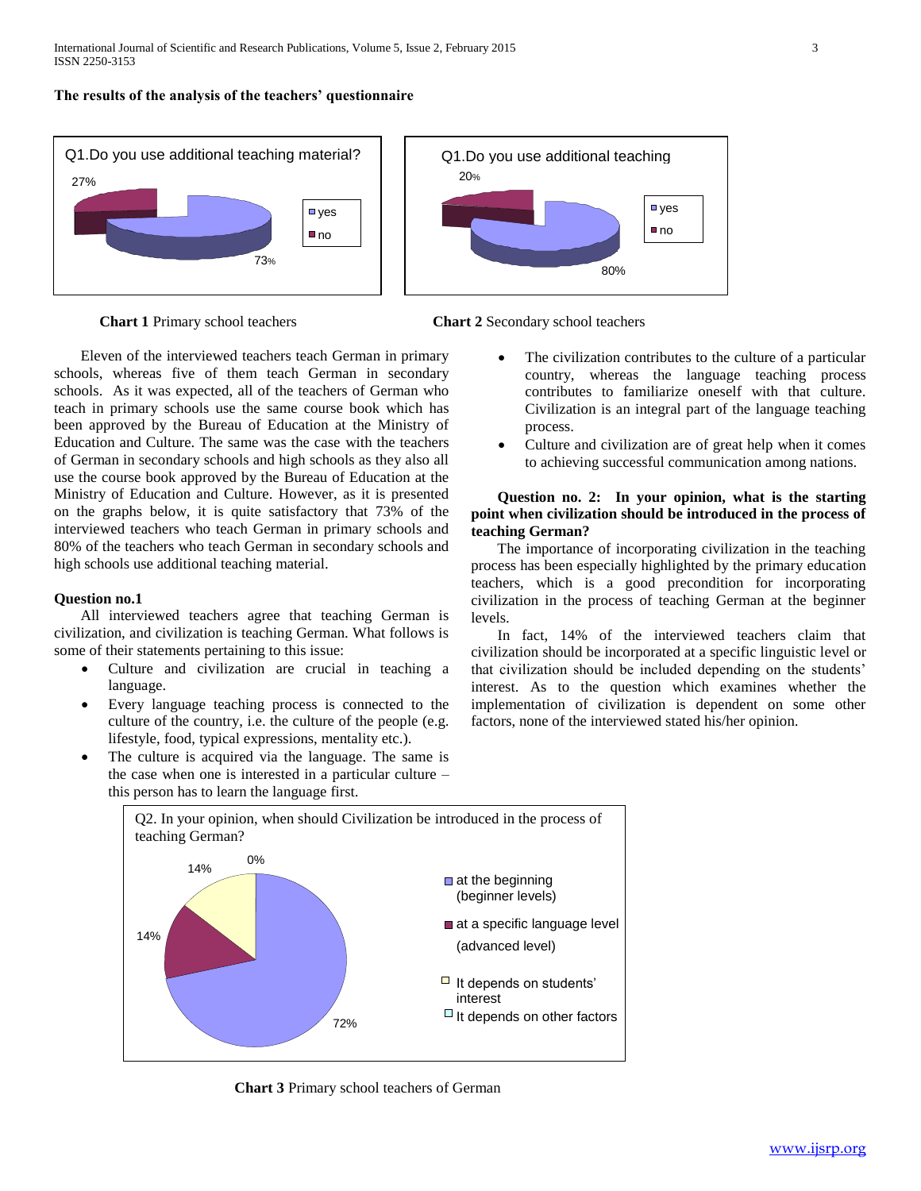**The results of the analysis of the teachers' questionnaire**

Q1.Do you use additional teaching material?

27%

73%

yes

no

**Chart 1** Primary school teachers

Q1.Do you use additional teaching

20%

80%

yes

no

**Chart 2** Secondary school teachers

Eleven of the interviewed teachers teach German in primary schools, whereas five of them teach German in secondary schools. As it was expected, all of the teachers of German who teach in primary schools use the same course book which has been approved by the Bureau of Education at the Ministry of Education and Culture. The same was the case with the teachers of German in secondary schools and high schools as they also all use the course book approved by the Bureau of Education at the Ministry of Education and Culture. However, as it is presented on the graphs below, it is quite satisfactory that 73% of the interviewed teachers who teach German in primary schools and 80% of the teachers who teach German in secondary schools and high schools use additional teaching material.

**Question no.1**

All interviewed teachers agree that teaching German is civilization, and civilization is teaching German. What follows is some of their statements pertaining to this issue:

- Culture and civilization are crucial in teaching a language.
- Every language teaching process is connected to the culture of the country, i.e. the culture of the people (e.g. lifestyle, food, typical expressions, mentality etc.).
- The culture is acquired via the language. The same is the case when one is interested in a particular culture – this person has to learn the language first.
- The civilization contributes to the culture of a particular country, whereas the language teaching process contributes to familiarize oneself with that culture. Civilization is an integral part of the language teaching process.
- Culture and civilization are of great help when it comes to achieving successful communication among nations.

**Question no. 2: In your opinion, what is the starting point when civilization should be introduced in the process of teaching German?**

The importance of incorporating civilization in the teaching process has been especially highlighted by the primary education teachers, which is a good precondition for incorporating civilization in the process of teaching German at the beginner levels.

In fact, 14% of the interviewed teachers claim that civilization should be incorporated at a specific linguistic level or that civilization should be included depending on the students' interest. As to the question which examines whether the implementation of civilization is dependent on some other factors, none of the interviewed stated his/her opinion.

Q2. In your opinion, when should Civilization be introduced in the process of teaching German?

14%

0%

14%

72%

at the beginning (beginner levels)

at a specific language level (advanced level)

It depends on students' interest

It depends on other factors

**Chart 3** Primary school teachers of German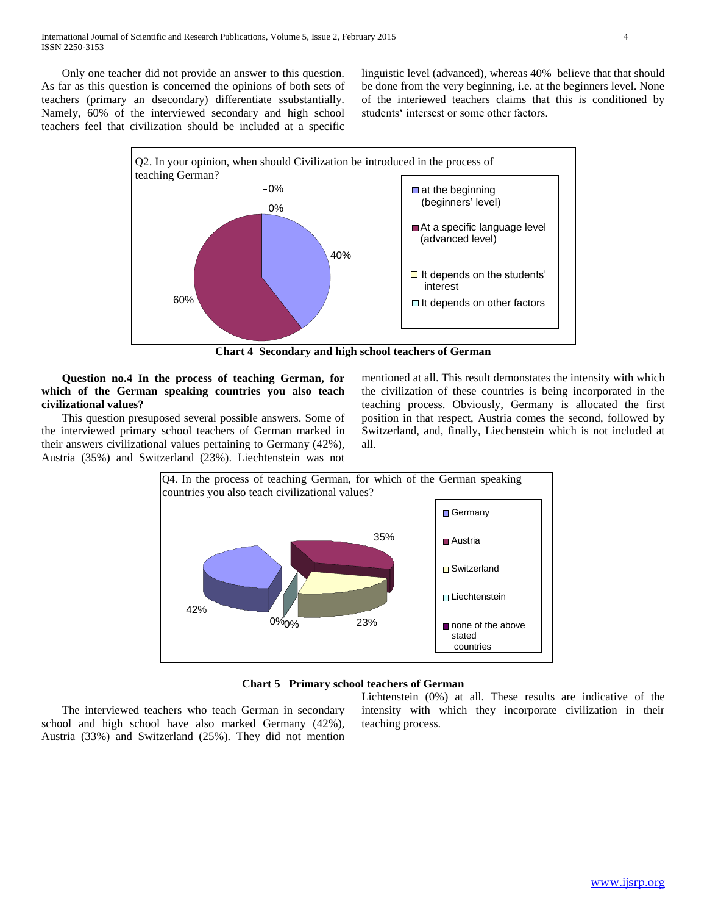Only one teacher did not provide an answer to this question. As far as this question is concerned the opinions of both sets of teachers (primary an dsecondary) differentiate ssubstantially. Namely, 60% of the interviewed secondary and high school teachers feel that civilization should be included at a specific linguistic level (advanced), whereas 40% believe that that should be done from the very beginning, i.e. at the beginners level. None of the interiewed teachers claims that this is conditioned by students' intersest or some other factors.

Q2. In your opinion, when should Civilization be introduced in the process of teaching German?

- at the beginning (beginners' level): 40%
- At a specific language level (advanced level): 60%
- It depends on the students' interest: 0%
- It depends on other factors: 0%

**Chart 4 Secondary and high school teachers of German**

**Question no.4 In the process of teaching German, for which of the German speaking countries you also teach civilizational values?**

This question presuposed several possible answers. Some of the interviewed primary school teachers of German marked in their answers civilizational values pertaining to Germany (42%), Austria (35%) and Switzerland (23%). Liechtenstein was not mentioned at all. This result demonstates the intensity with which the civilization of these countries is being incorporated in the teaching process. Obviously, Germany is allocated the first position in that respect, Austria comes the second, followed by Switzerland, and, finally, Liechenstein which is not included at all.

Q4. In the process of teaching German, for which of the German speaking countries you also teach civilizational values?

- Germany: 42%
- Austria: 35%
- Switzerland: 23%
- Liechtenstein: 0%
- none of the above stated countries: 0%

**Chart 5 Primary school teachers of German**

The interviewed teachers who teach German in secondary school and high school have also marked Germany (42%), Austria (33%) and Switzerland (25%). They did not mention Lichtenstein (0%) at all. These results are indicative of the intensity with which they incorporate civilization in their teaching process.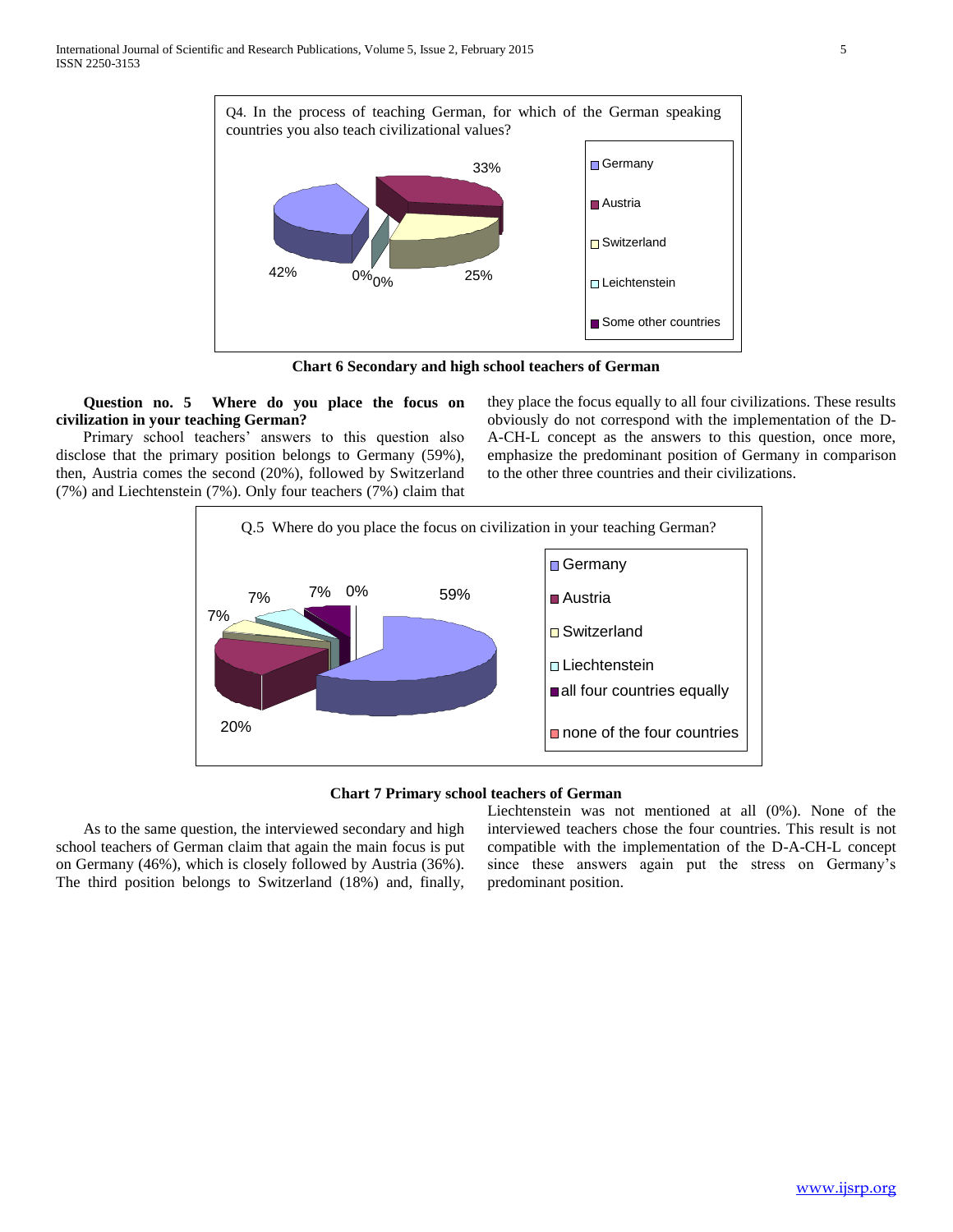Q4. In the process of teaching German, for which of the German speaking countries you also teach civilizational values?

| Country | Percentage |
| --- | --- |
| Germany | 42% |
| Austria | 33% |
| Switzerland | 25% |
| Liechtenstein | 0% |
| Some other countries | 0% |

**Chart 6 Secondary and high school teachers of German**

**Question no. 5  Where do you place the focus on civilization in your teaching German?**

Primary school teachers' answers to this question also disclose that the primary position belongs to Germany (59%), then, Austria comes the second (20%), followed by Switzerland (7%) and Liechtenstein (7%). Only four teachers (7%) claim that they place the focus equally to all four civilizations. These results obviously do not correspond with the implementation of the D-A-CH-L concept as the answers to this question, once more, emphasize the predominant position of Germany in comparison to the other three countries and their civilizations.

Q.5 Where do you place the focus on civilization in your teaching German?

| Answer | Percentage |
| --- | --- |
| Germany | 59% |
| Austria | 20% |
| Switzerland | 7% |
| Liechtenstein | 7% |
| all four countries equally | 7% |
| none of the four countries | 0% |

**Chart 7 Primary school teachers of German**

As to the same question, the interviewed secondary and high school teachers of German claim that again the main focus is put on Germany (46%), which is closely followed by Austria (36%). The third position belongs to Switzerland (18%) and, finally, Liechtenstein was not mentioned at all (0%). None of the interviewed teachers chose the four countries. This result is not compatible with the implementation of the D-A-CH-L concept since these answers again put the stress on Germany's predominant position.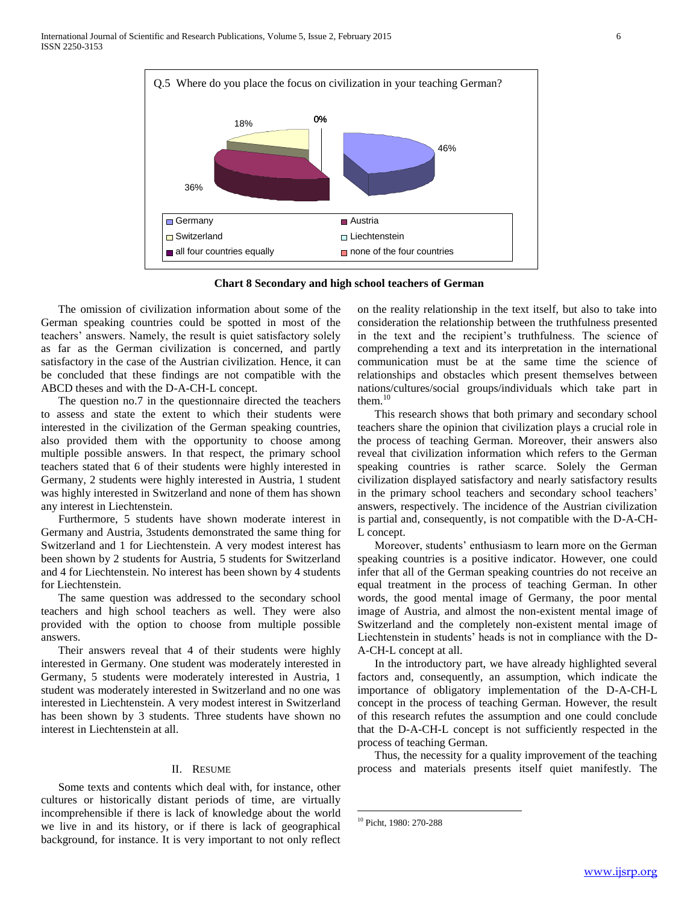Q.5 Where do you place the focus on civilization in your teaching German?

18% 0% 46% 36%

Germany, Austria, Switzerland, Liechtenstein, all four countries equally, none of the four countries

**Chart 8 Secondary and high school teachers of German**

The omission of civilization information about some of the German speaking countries could be spotted in most of the teachers' answers. Namely, the result is quiet satisfactory solely as far as the German civilization is concerned, and partly satisfactory in the case of the Austrian civilization. Hence, it can be concluded that these findings are not compatible with the ABCD theses and with the D-A-CH-L concept.

The question no.7 in the questionnaire directed the teachers to assess and state the extent to which their students were interested in the civilization of the German speaking countries, also provided them with the opportunity to choose among multiple possible answers. In that respect, the primary school teachers stated that 6 of their students were highly interested in Germany, 2 students were highly interested in Austria, 1 student was highly interested in Switzerland and none of them has shown any interest in Liechtenstein.

Furthermore, 5 students have shown moderate interest in Germany and Austria, 3students demonstrated the same thing for Switzerland and 1 for Liechtenstein. A very modest interest has been shown by 2 students for Austria, 5 students for Switzerland and 4 for Liechtenstein. No interest has been shown by 4 students for Liechtenstein.

The same question was addressed to the secondary school teachers and high school teachers as well. They were also provided with the option to choose from multiple possible answers.

Their answers reveal that 4 of their students were highly interested in Germany. One student was moderately interested in Germany, 5 students were moderately interested in Austria, 1 student was moderately interested in Switzerland and no one was interested in Liechtenstein. A very modest interest in Switzerland has been shown by 3 students. Three students have shown no interest in Liechtenstein at all.

## II. Resume

Some texts and contents which deal with, for instance, other cultures or historically distant periods of time, are virtually incomprehensible if there is lack of knowledge about the world we live in and its history, or if there is lack of geographical background, for instance. It is very important to not only reflect on the reality relationship in the text itself, but also to take into consideration the relationship between the truthfulness presented in the text and the recipient's truthfulness. The science of comprehending a text and its interpretation in the international communication must be at the same time the science of relationships and obstacles which present themselves between nations/cultures/social groups/individuals which take part in them.[10]

This research shows that both primary and secondary school teachers share the opinion that civilization plays a crucial role in the process of teaching German. Moreover, their answers also reveal that civilization information which refers to the German speaking countries is rather scarce. Solely the German civilization displayed satisfactory and nearly satisfactory results in the primary school teachers and secondary school teachers' answers, respectively. The incidence of the Austrian civilization is partial and, consequently, is not compatible with the D-A-CH-L concept.

Moreover, students' enthusiasm to learn more on the German speaking countries is a positive indicator. However, one could infer that all of the German speaking countries do not receive an equal treatment in the process of teaching German. In other words, the good mental image of Germany, the poor mental image of Austria, and almost the non-existent mental image of Switzerland and the completely non-existent mental image of Liechtenstein in students' heads is not in compliance with the D-A-CH-L concept at all.

In the introductory part, we have already highlighted several factors and, consequently, an assumption, which indicate the importance of obligatory implementation of the D-A-CH-L concept in the process of teaching German. However, the result of this research refutes the assumption and one could conclude that the D-A-CH-L concept is not sufficiently respected in the process of teaching German.

Thus, the necessity for a quality improvement of the teaching process and materials presents itself quiet manifestly. The

[10] Picht, 1980: 270-288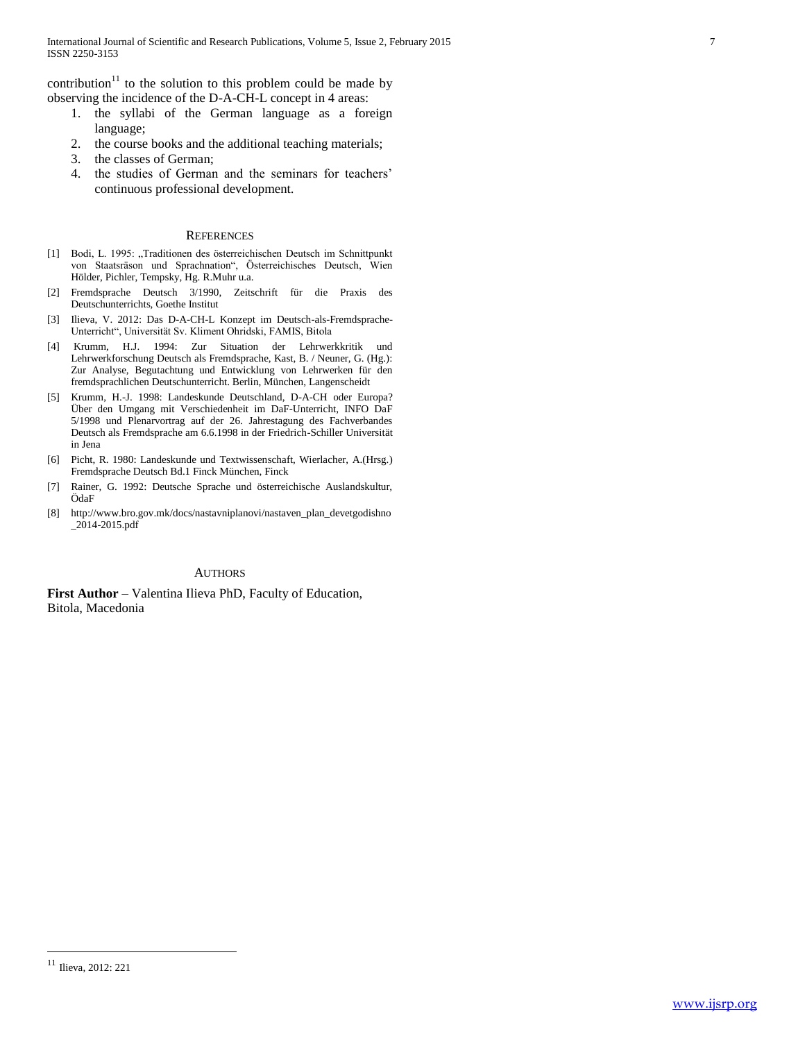contribution[11] to the solution to this problem could be made by observing the incidence of the D-A-CH-L concept in 4 areas:

1. the syllabi of the German language as a foreign language;
2. the course books and the additional teaching materials;
3. the classes of German;
4. the studies of German and the seminars for teachers' continuous professional development.

## References

[1] Bodi, L. 1995: „Traditionen des österreichischen Deutsch im Schnittpunkt von Staatsräson und Sprachnation", Österreichisches Deutsch, Wien Hölder, Pichler, Tempsky, Hg. R.Muhr u.a.

[2] Fremdsprache Deutsch 3/1990, Zeitschrift für die Praxis des Deutschunterrichts, Goethe Institut

[3] Ilieva, V. 2012: Das D-A-CH-L Konzept im Deutsch-als-Fremdsprache-Unterricht", Universität Sv. Kliment Ohridski, FAMIS, Bitola

[4] Krumm, H.J. 1994: Zur Situation der Lehrwerkkritik und Lehrwerkforschung Deutsch als Fremdsprache, Kast, B. / Neuner, G. (Hg.): Zur Analyse, Begutachtung und Entwicklung von Lehrwerken für den fremdsprachlichen Deutschunterricht. Berlin, München, Langenscheidt

[5] Krumm, H.-J. 1998: Landeskunde Deutschland, D-A-CH oder Europa? Über den Umgang mit Verschiedenheit im DaF-Unterricht, INFO DaF 5/1998 und Plenarvortrag auf der 26. Jahrestagung des Fachverbandes Deutsch als Fremdsprache am 6.6.1998 in der Friedrich-Schiller Universität in Jena

[6] Picht, R. 1980: Landeskunde und Textwissenschaft, Wierlacher, A.(Hrsg.) Fremdsprache Deutsch Bd.1 Finck München, Finck

[7] Rainer, G. 1992: Deutsche Sprache und österreichische Auslandskultur, ÖdaF

[8] http://www.bro.gov.mk/docs/nastavniplanovi/nastaven_plan_devetgodishno_2014-2015.pdf

## Authors

**First Author** – Valentina Ilieva PhD, Faculty of Education, Bitola, Macedonia

[11] Ilieva, 2012: 221